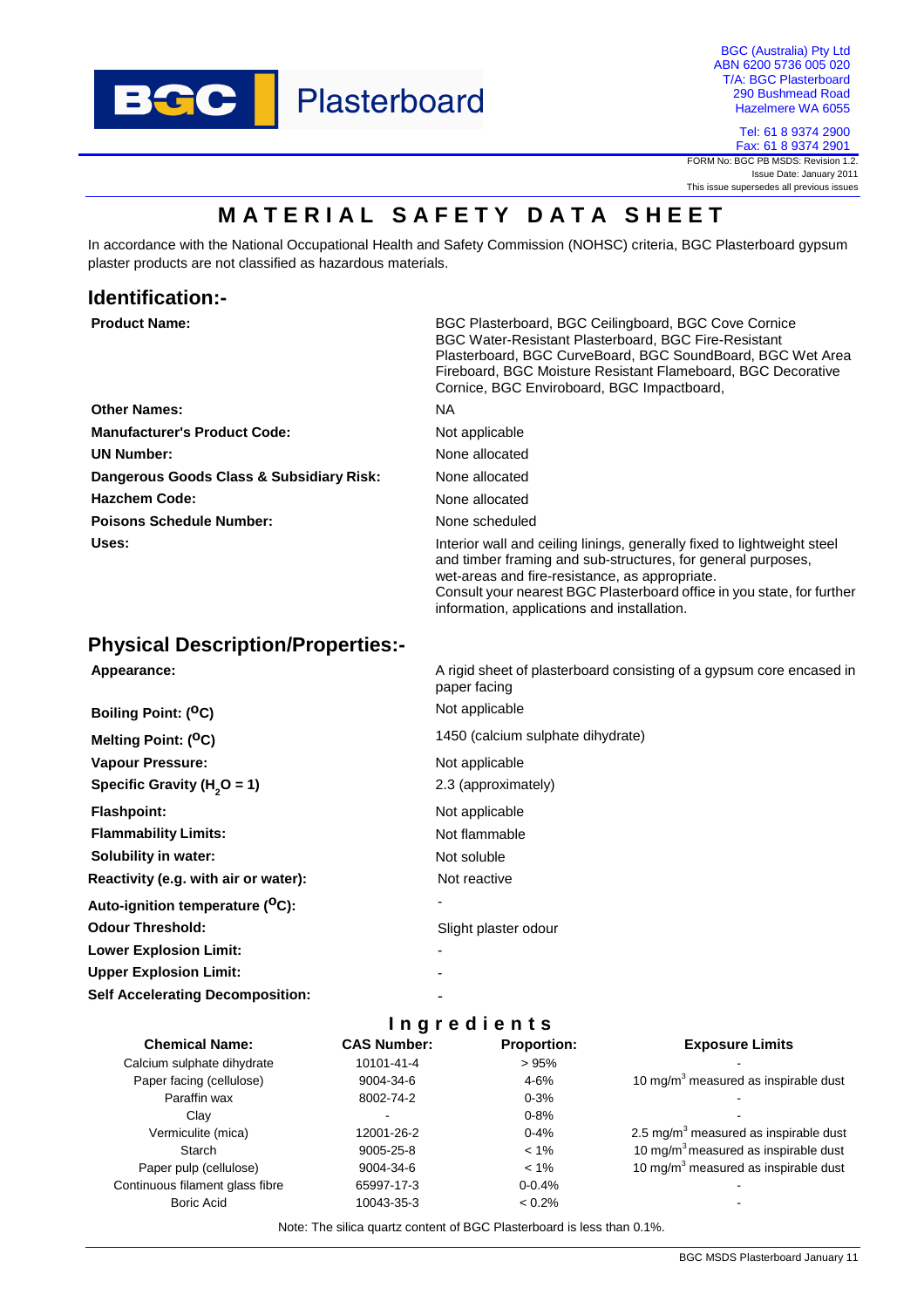BGC Plasterboard

BGC (Australia) Pty Ltd
ABN 6200 5736 005 020
T/A: BGC Plasterboard
290 Bushmead Road
Hazelmere WA 6055

Tel: 61 8 9374 2900
Fax: 61 8 9374 2901

FORM No: BGC PB MSDS: Revision 1.2.
Issue Date: January 2011
This issue supersedes all previous issues

# MATERIAL SAFETY DATA SHEET

In accordance with the National Occupational Health and Safety Commission (NOHSC) criteria, BGC Plasterboard gypsum plaster products are not classified as hazardous materials.

## Identification:-

| | |
|---|---|
| **Product Name:** | BGC Plasterboard, BGC Ceilingboard, BGC Cove Cornice BGC Water-Resistant Plasterboard, BGC Fire-Resistant Plasterboard, BGC CurveBoard, BGC SoundBoard, BGC Wet Area Fireboard, BGC Moisture Resistant Flameboard, BGC Decorative Cornice, BGC Enviroboard, BGC Impactboard, |
| **Other Names:** | NA |
| **Manufacturer's Product Code:** | Not applicable |
| **UN Number:** | None allocated |
| **Dangerous Goods Class & Subsidiary Risk:** | None allocated |
| **Hazchem Code:** | None allocated |
| **Poisons Schedule Number:** | None scheduled |
| **Uses:** | Interior wall and ceiling linings, generally fixed to lightweight steel and timber framing and sub-structures, for general purposes, wet-areas and fire-resistance, as appropriate. Consult your nearest BGC Plasterboard office in you state, for further information, applications and installation. |

## Physical Description/Properties:-

| | |
|---|---|
| **Appearance:** | A rigid sheet of plasterboard consisting of a gypsum core encased in paper facing |
| **Boiling Point: ($^{O}$C)** | Not applicable |
| **Melting Point: ($^{O}$C)** | 1450 (calcium sulphate dihydrate) |
| **Vapour Pressure:** | Not applicable |
| **Specific Gravity ($H_2O$ = 1)** | 2.3 (approximately) |
| **Flashpoint:** | Not applicable |
| **Flammability Limits:** | Not flammable |
| **Solubility in water:** | Not soluble |
| **Reactivity (e.g. with air or water):** | Not reactive |
| **Auto-ignition temperature ($^{O}$C):** | - |
| **Odour Threshold:** | Slight plaster odour |
| **Lower Explosion Limit:** | - |
| **Upper Explosion Limit:** | - |
| **Self Accelerating Decomposition:** | - |

## Ingredients

| Chemical Name: | CAS Number: | Proportion: | Exposure Limits |
|---|---|---|---|
| Calcium sulphate dihydrate | 10101-41-4 | > 95% | - |
| Paper facing (cellulose) | 9004-34-6 | 4-6% | 10 mg/m$^3$ measured as inspirable dust |
| Paraffin wax | 8002-74-2 | 0-3% | - |
| Clay | - | 0-8% | - |
| Vermiculite (mica) | 12001-26-2 | 0-4% | 2.5 mg/m$^3$ measured as inspirable dust |
| Starch | 9005-25-8 | < 1% | 10 mg/m$^3$ measured as inspirable dust |
| Paper pulp (cellulose) | 9004-34-6 | < 1% | 10 mg/m$^3$ measured as inspirable dust |
| Continuous filament glass fibre | 65997-17-3 | 0-0.4% | - |
| Boric Acid | 10043-35-3 | < 0.2% | - |

Note: The silica quartz content of BGC Plasterboard is less than 0.1%.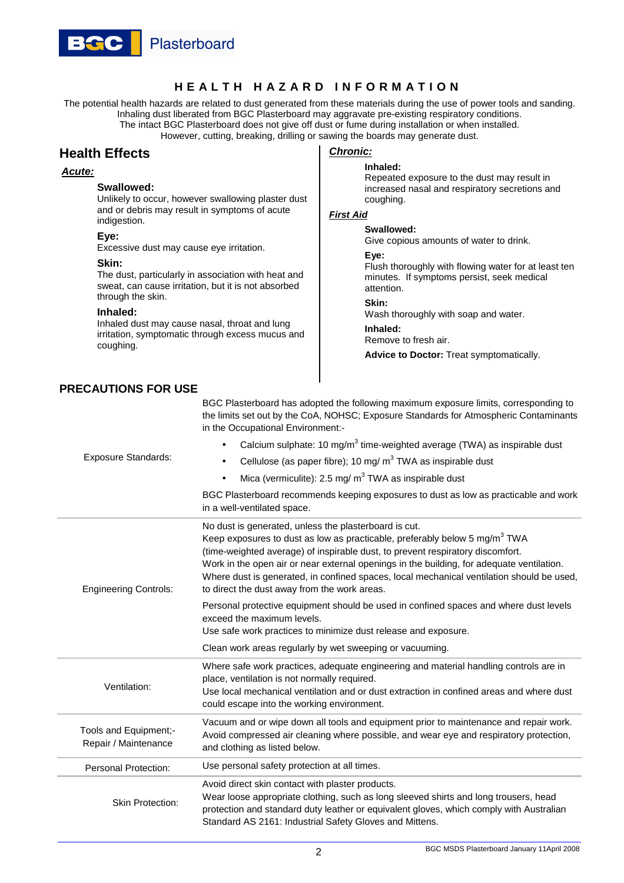## HEALTH HAZARD INFORMATION

The potential health hazards are related to dust generated from these materials during the use of power tools and sanding. Inhaling dust liberated from BGC Plasterboard may aggravate pre-existing respiratory conditions. The intact BGC Plasterboard does not give off dust or fume during installation or when installed. However, cutting, breaking, drilling or sawing the boards may generate dust.

### Health Effects

***Acute:***

**Swallowed:**
Unlikely to occur, however swallowing plaster dust and or debris may result in symptoms of acute indigestion.

**Eye:**
Excessive dust may cause eye irritation.

**Skin:**
The dust, particularly in association with heat and sweat, can cause irritation, but it is not absorbed through the skin.

**Inhaled:**
Inhaled dust may cause nasal, throat and lung irritation, symptomatic through excess mucus and coughing.

***Chronic:***

**Inhaled:**
Repeated exposure to the dust may result in increased nasal and respiratory secretions and coughing.

***First Aid***

**Swallowed:**
Give copious amounts of water to drink.

**Eye:**
Flush thoroughly with flowing water for at least ten minutes. If symptoms persist, seek medical attention.

**Skin:**
Wash thoroughly with soap and water.

**Inhaled:**
Remove to fresh air.

**Advice to Doctor:** Treat symptomatically.

### PRECAUTIONS FOR USE

| | |
|---|---|
| Exposure Standards: | BGC Plasterboard has adopted the following maximum exposure limits, corresponding to the limits set out by the CoA, NOHSC; Exposure Standards for Atmospheric Contaminants in the Occupational Environment:- <br> • Calcium sulphate: 10 mg/m$^3$ time-weighted average (TWA) as inspirable dust <br> • Cellulose (as paper fibre); 10 mg/ m$^3$ TWA as inspirable dust <br> • Mica (vermiculite): 2.5 mg/ m$^3$ TWA as inspirable dust <br> BGC Plasterboard recommends keeping exposures to dust as low as practicable and work in a well-ventilated space. |
| Engineering Controls: | No dust is generated, unless the plasterboard is cut. <br> Keep exposures to dust as low as practicable, preferably below 5 mg/m$^3$ TWA (time-weighted average) of inspirable dust, to prevent respiratory discomfort. <br> Work in the open air or near external openings in the building, for adequate ventilation. <br> Where dust is generated, in confined spaces, local mechanical ventilation should be used, to direct the dust away from the work areas. <br> Personal protective equipment should be used in confined spaces and where dust levels exceed the maximum levels. <br> Use safe work practices to minimize dust release and exposure. <br> Clean work areas regularly by wet sweeping or vacuuming. |
| Ventilation: | Where safe work practices, adequate engineering and material handling controls are in place, ventilation is not normally required. <br> Use local mechanical ventilation and or dust extraction in confined areas and where dust could escape into the working environment. |
| Tools and Equipment;- Repair / Maintenance | Vacuum and or wipe down all tools and equipment prior to maintenance and repair work. Avoid compressed air cleaning where possible, and wear eye and respiratory protection, and clothing as listed below. |
| Personal Protection: | Use personal safety protection at all times. |
| Skin Protection: | Avoid direct skin contact with plaster products. <br> Wear loose appropriate clothing, such as long sleeved shirts and long trousers, head protection and standard duty leather or equivalent gloves, which comply with Australian Standard AS 2161: Industrial Safety Gloves and Mittens. |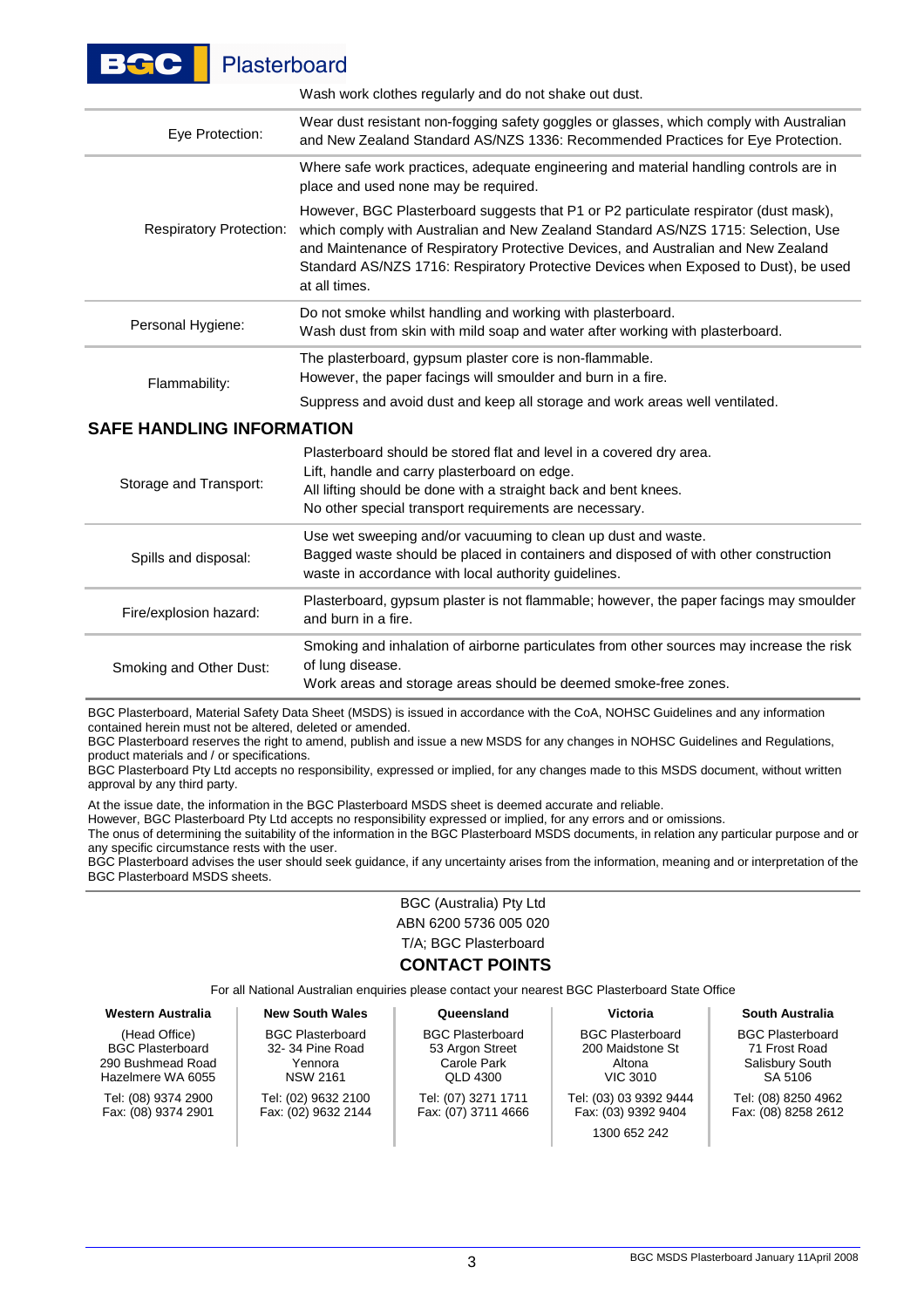| | |
|---|---|
| | Wash work clothes regularly and do not shake out dust. |
| Eye Protection: | Wear dust resistant non-fogging safety goggles or glasses, which comply with Australian and New Zealand Standard AS/NZS 1336: Recommended Practices for Eye Protection. |
| Respiratory Protection: | Where safe work practices, adequate engineering and material handling controls are in place and used none may be required.<br>However, BGC Plasterboard suggests that P1 or P2 particulate respirator (dust mask), which comply with Australian and New Zealand Standard AS/NZS 1715: Selection, Use and Maintenance of Respiratory Protective Devices, and Australian and New Zealand Standard AS/NZS 1716: Respiratory Protective Devices when Exposed to Dust), be used at all times. |
| Personal Hygiene: | Do not smoke whilst handling and working with plasterboard.<br>Wash dust from skin with mild soap and water after working with plasterboard. |
| Flammability: | The plasterboard, gypsum plaster core is non-flammable.<br>However, the paper facings will smoulder and burn in a fire.<br>Suppress and avoid dust and keep all storage and work areas well ventilated. |

## SAFE HANDLING INFORMATION

| | |
|---|---|
| Storage and Transport: | Plasterboard should be stored flat and level in a covered dry area.<br>Lift, handle and carry plasterboard on edge.<br>All lifting should be done with a straight back and bent knees.<br>No other special transport requirements are necessary. |
| Spills and disposal: | Use wet sweeping and/or vacuuming to clean up dust and waste.<br>Bagged waste should be placed in containers and disposed of with other construction waste in accordance with local authority guidelines. |
| Fire/explosion hazard: | Plasterboard, gypsum plaster is not flammable; however, the paper facings may smoulder and burn in a fire. |
| Smoking and Other Dust: | Smoking and inhalation of airborne particulates from other sources may increase the risk of lung disease.<br>Work areas and storage areas should be deemed smoke-free zones. |

BGC Plasterboard, Material Safety Data Sheet (MSDS) is issued in accordance with the CoA, NOHSC Guidelines and any information contained herein must not be altered, deleted or amended.
BGC Plasterboard reserves the right to amend, publish and issue a new MSDS for any changes in NOHSC Guidelines and Regulations, product materials and / or specifications.
BGC Plasterboard Pty Ltd accepts no responsibility, expressed or implied, for any changes made to this MSDS document, without written approval by any third party.

At the issue date, the information in the BGC Plasterboard MSDS sheet is deemed accurate and reliable.
However, BGC Plasterboard Pty Ltd accepts no responsibility expressed or implied, for any errors and or omissions.
The onus of determining the suitability of the information in the BGC Plasterboard MSDS documents, in relation any particular purpose and or any specific circumstance rests with the user.
BGC Plasterboard advises the user should seek guidance, if any uncertainty arises from the information, meaning and or interpretation of the BGC Plasterboard MSDS sheets.

BGC (Australia) Pty Ltd
ABN 6200 5736 005 020
T/A; BGC Plasterboard

## CONTACT POINTS

For all National Australian enquiries please contact your nearest BGC Plasterboard State Office

| Western Australia | New South Wales | Queensland | Victoria | South Australia |
|---|---|---|---|---|
| (Head Office)<br>BGC Plasterboard<br>290 Bushmead Road<br>Hazelmere WA 6055 | BGC Plasterboard<br>32- 34 Pine Road<br>Yennora<br>NSW 2161 | BGC Plasterboard<br>53 Argon Street<br>Carole Park<br>QLD 4300 | BGC Plasterboard<br>200 Maidstone St<br>Altona<br>VIC 3010 | BGC Plasterboard<br>71 Frost Road<br>Salisbury South<br>SA 5106 |
| Tel: (08) 9374 2900<br>Fax: (08) 9374 2901 | Tel: (02) 9632 2100<br>Fax: (02) 9632 2144 | Tel: (07) 3271 1711<br>Fax: (07) 3711 4666 | Tel: (03) 03 9392 9444<br>Fax: (03) 9392 9404<br>1300 652 242 | Tel: (08) 8250 4962<br>Fax: (08) 8258 2612 |